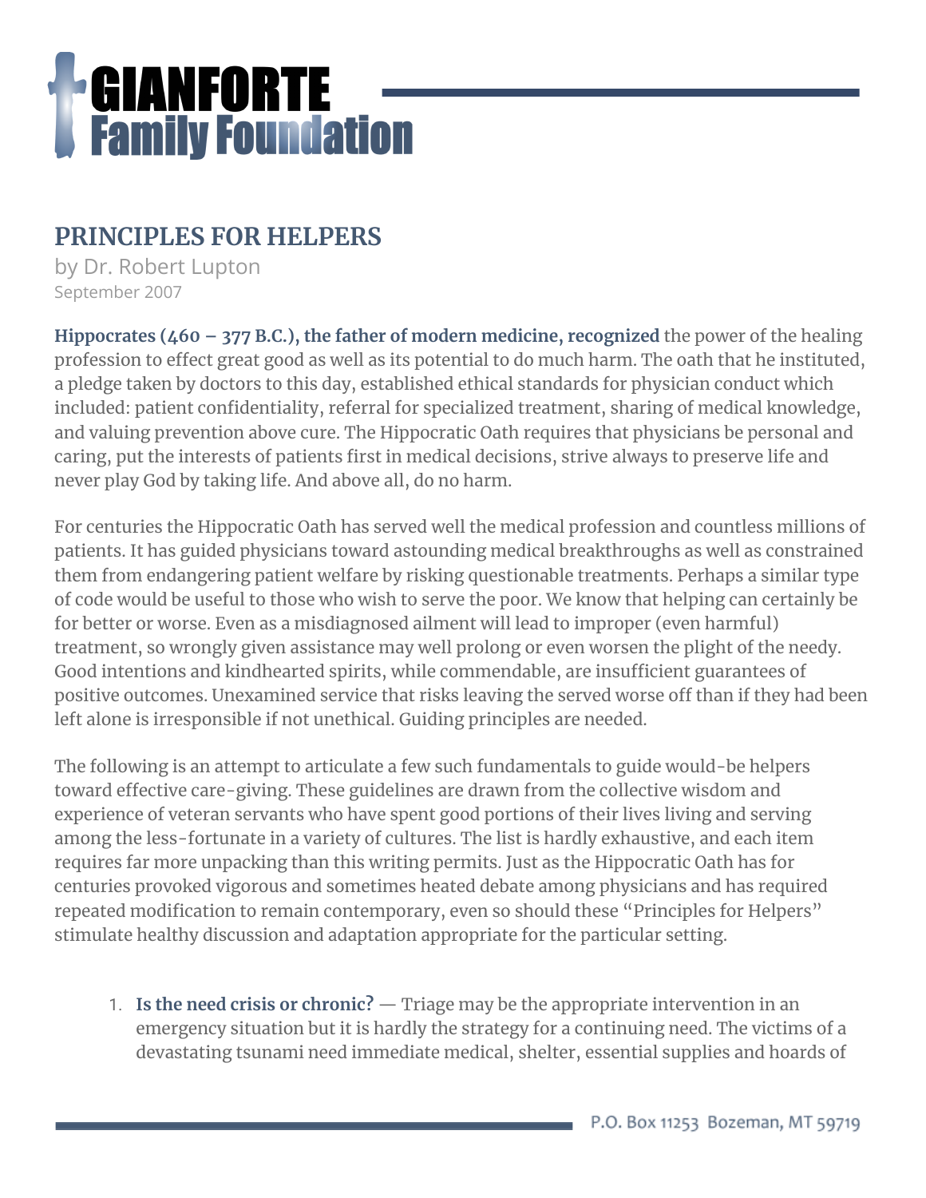# GIANFORTE Family Foundation

## PRINCIPLES FOR HELPERS

by Dr. Robert Lupton

September 2007

**Hippocrates (460 – 377 B.C.), the father of modern medicine, recognized** the power of the healing profession to effect great good as well as its potential to do much harm. The oath that he instituted, a pledge taken by doctors to this day, established ethical standards for physician conduct which included: patient confidentiality, referral for specialized treatment, sharing of medical knowledge, and valuing prevention above cure. The Hippocratic Oath requires that physicians be personal and caring, put the interests of patients first in medical decisions, strive always to preserve life and never play God by taking life. And above all, do no harm.

For centuries the Hippocratic Oath has served well the medical profession and countless millions of patients. It has guided physicians toward astounding medical breakthroughs as well as constrained them from endangering patient welfare by risking questionable treatments. Perhaps a similar type of code would be useful to those who wish to serve the poor. We know that helping can certainly be for better or worse. Even as a misdiagnosed ailment will lead to improper (even harmful) treatment, so wrongly given assistance may well prolong or even worsen the plight of the needy. Good intentions and kindhearted spirits, while commendable, are insufficient guarantees of positive outcomes. Unexamined service that risks leaving the served worse off than if they had been left alone is irresponsible if not unethical. Guiding principles are needed.

The following is an attempt to articulate a few such fundamentals to guide would-be helpers toward effective care-giving. These guidelines are drawn from the collective wisdom and experience of veteran servants who have spent good portions of their lives living and serving among the less-fortunate in a variety of cultures. The list is hardly exhaustive, and each item requires far more unpacking than this writing permits. Just as the Hippocratic Oath has for centuries provoked vigorous and sometimes heated debate among physicians and has required repeated modification to remain contemporary, even so should these "Principles for Helpers" stimulate healthy discussion and adaptation appropriate for the particular setting.

1. **Is the need crisis or chronic?** — Triage may be the appropriate intervention in an emergency situation but it is hardly the strategy for a continuing need. The victims of a devastating tsunami need immediate medical, shelter, essential supplies and hoards of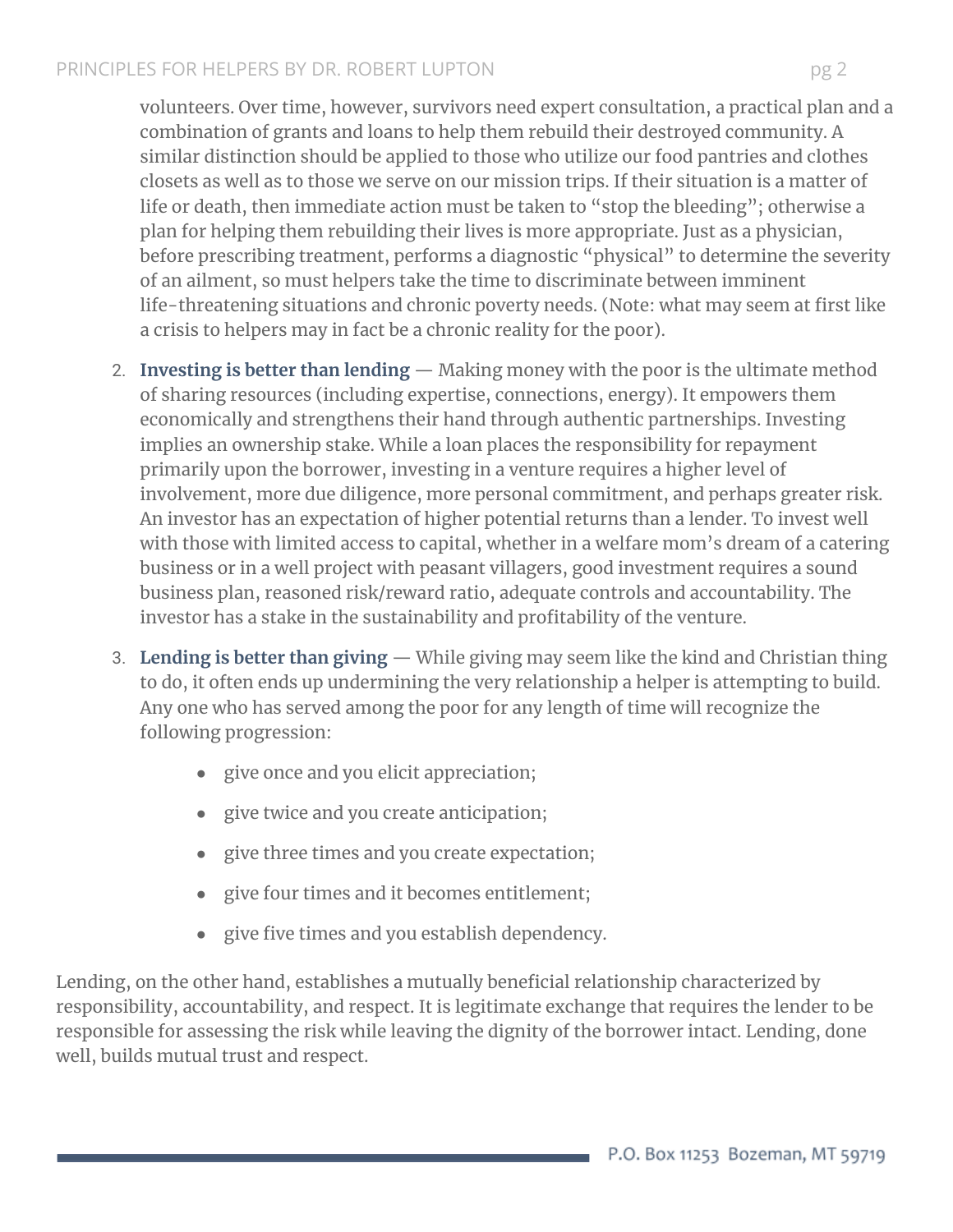volunteers. Over time, however, survivors need expert consultation, a practical plan and a combination of grants and loans to help them rebuild their destroyed community. A similar distinction should be applied to those who utilize our food pantries and clothes closets as well as to those we serve on our mission trips. If their situation is a matter of life or death, then immediate action must be taken to "stop the bleeding"; otherwise a plan for helping them rebuilding their lives is more appropriate. Just as a physician, before prescribing treatment, performs a diagnostic "physical" to determine the severity of an ailment, so must helpers take the time to discriminate between imminent life-threatening situations and chronic poverty needs. (Note: what may seem at first like a crisis to helpers may in fact be a chronic reality for the poor).

2. **Investing is better than lending** — Making money with the poor is the ultimate method of sharing resources (including expertise, connections, energy). It empowers them economically and strengthens their hand through authentic partnerships. Investing implies an ownership stake. While a loan places the responsibility for repayment primarily upon the borrower, investing in a venture requires a higher level of involvement, more due diligence, more personal commitment, and perhaps greater risk. An investor has an expectation of higher potential returns than a lender. To invest well with those with limited access to capital, whether in a welfare mom's dream of a catering business or in a well project with peasant villagers, good investment requires a sound business plan, reasoned risk/reward ratio, adequate controls and accountability. The investor has a stake in the sustainability and profitability of the venture.

3. **Lending is better than giving** — While giving may seem like the kind and Christian thing to do, it often ends up undermining the very relationship a helper is attempting to build. Any one who has served among the poor for any length of time will recognize the following progression:

    - give once and you elicit appreciation;
    - give twice and you create anticipation;
    - give three times and you create expectation;
    - give four times and it becomes entitlement;
    - give five times and you establish dependency.

Lending, on the other hand, establishes a mutually beneficial relationship characterized by responsibility, accountability, and respect. It is legitimate exchange that requires the lender to be responsible for assessing the risk while leaving the dignity of the borrower intact. Lending, done well, builds mutual trust and respect.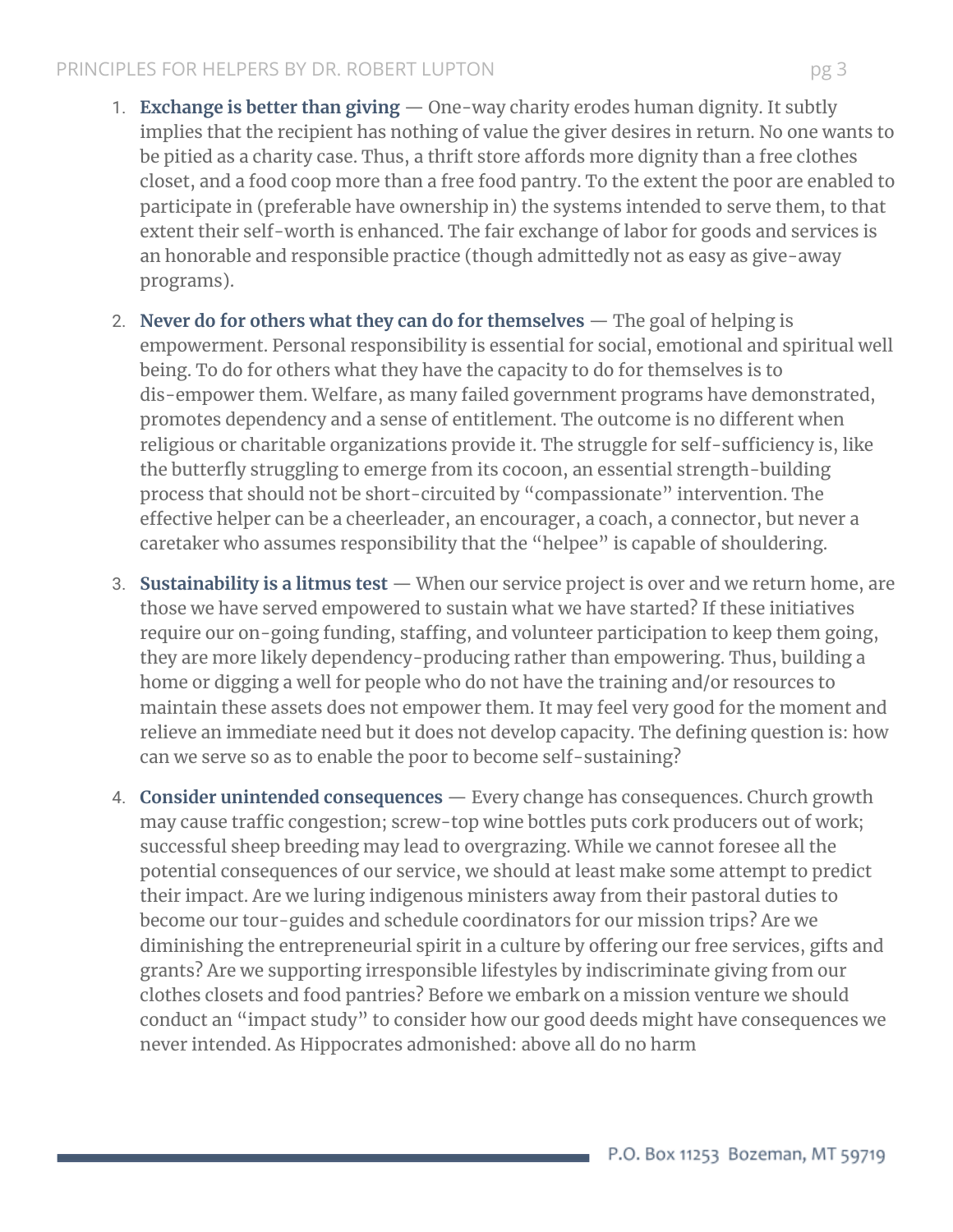1. **Exchange is better than giving** — One-way charity erodes human dignity. It subtly implies that the recipient has nothing of value the giver desires in return. No one wants to be pitied as a charity case. Thus, a thrift store affords more dignity than a free clothes closet, and a food coop more than a free food pantry. To the extent the poor are enabled to participate in (preferable have ownership in) the systems intended to serve them, to that extent their self-worth is enhanced. The fair exchange of labor for goods and services is an honorable and responsible practice (though admittedly not as easy as give-away programs).

2. **Never do for others what they can do for themselves** — The goal of helping is empowerment. Personal responsibility is essential for social, emotional and spiritual well being. To do for others what they have the capacity to do for themselves is to dis-empower them. Welfare, as many failed government programs have demonstrated, promotes dependency and a sense of entitlement. The outcome is no different when religious or charitable organizations provide it. The struggle for self-sufficiency is, like the butterfly struggling to emerge from its cocoon, an essential strength-building process that should not be short-circuited by "compassionate" intervention. The effective helper can be a cheerleader, an encourager, a coach, a connector, but never a caretaker who assumes responsibility that the "helpee" is capable of shouldering.

3. **Sustainability is a litmus test** — When our service project is over and we return home, are those we have served empowered to sustain what we have started? If these initiatives require our on-going funding, staffing, and volunteer participation to keep them going, they are more likely dependency-producing rather than empowering. Thus, building a home or digging a well for people who do not have the training and/or resources to maintain these assets does not empower them. It may feel very good for the moment and relieve an immediate need but it does not develop capacity. The defining question is: how can we serve so as to enable the poor to become self-sustaining?

4. **Consider unintended consequences** — Every change has consequences. Church growth may cause traffic congestion; screw-top wine bottles puts cork producers out of work; successful sheep breeding may lead to overgrazing. While we cannot foresee all the potential consequences of our service, we should at least make some attempt to predict their impact. Are we luring indigenous ministers away from their pastoral duties to become our tour-guides and schedule coordinators for our mission trips? Are we diminishing the entrepreneurial spirit in a culture by offering our free services, gifts and grants? Are we supporting irresponsible lifestyles by indiscriminate giving from our clothes closets and food pantries? Before we embark on a mission venture we should conduct an "impact study" to consider how our good deeds might have consequences we never intended. As Hippocrates admonished: above all do no harm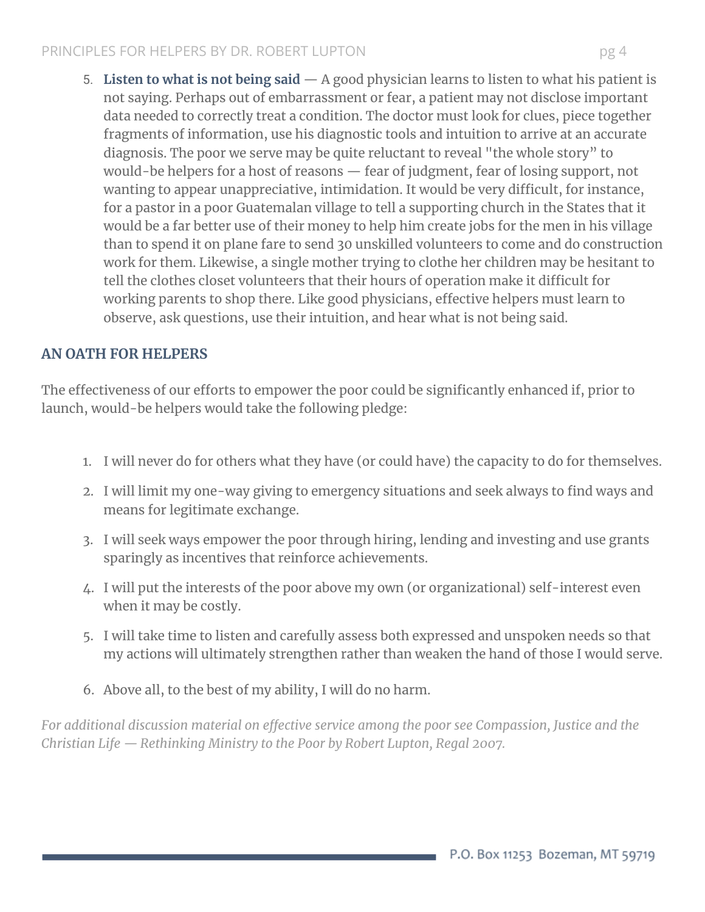5. **Listen to what is not being said** — A good physician learns to listen to what his patient is not saying. Perhaps out of embarrassment or fear, a patient may not disclose important data needed to correctly treat a condition. The doctor must look for clues, piece together fragments of information, use his diagnostic tools and intuition to arrive at an accurate diagnosis. The poor we serve may be quite reluctant to reveal "the whole story" to would-be helpers for a host of reasons — fear of judgment, fear of losing support, not wanting to appear unappreciative, intimidation. It would be very difficult, for instance, for a pastor in a poor Guatemalan village to tell a supporting church in the States that it would be a far better use of their money to help him create jobs for the men in his village than to spend it on plane fare to send 30 unskilled volunteers to come and do construction work for them. Likewise, a single mother trying to clothe her children may be hesitant to tell the clothes closet volunteers that their hours of operation make it difficult for working parents to shop there. Like good physicians, effective helpers must learn to observe, ask questions, use their intuition, and hear what is not being said.

## AN OATH FOR HELPERS

The effectiveness of our efforts to empower the poor could be significantly enhanced if, prior to launch, would-be helpers would take the following pledge:

1. I will never do for others what they have (or could have) the capacity to do for themselves.
2. I will limit my one-way giving to emergency situations and seek always to find ways and means for legitimate exchange.
3. I will seek ways empower the poor through hiring, lending and investing and use grants sparingly as incentives that reinforce achievements.
4. I will put the interests of the poor above my own (or organizational) self-interest even when it may be costly.
5. I will take time to listen and carefully assess both expressed and unspoken needs so that my actions will ultimately strengthen rather than weaken the hand of those I would serve.
6. Above all, to the best of my ability, I will do no harm.

*For additional discussion material on effective service among the poor see Compassion, Justice and the Christian Life — Rethinking Ministry to the Poor by Robert Lupton, Regal 2007.*

P.O. Box 11253 Bozeman, MT 59719